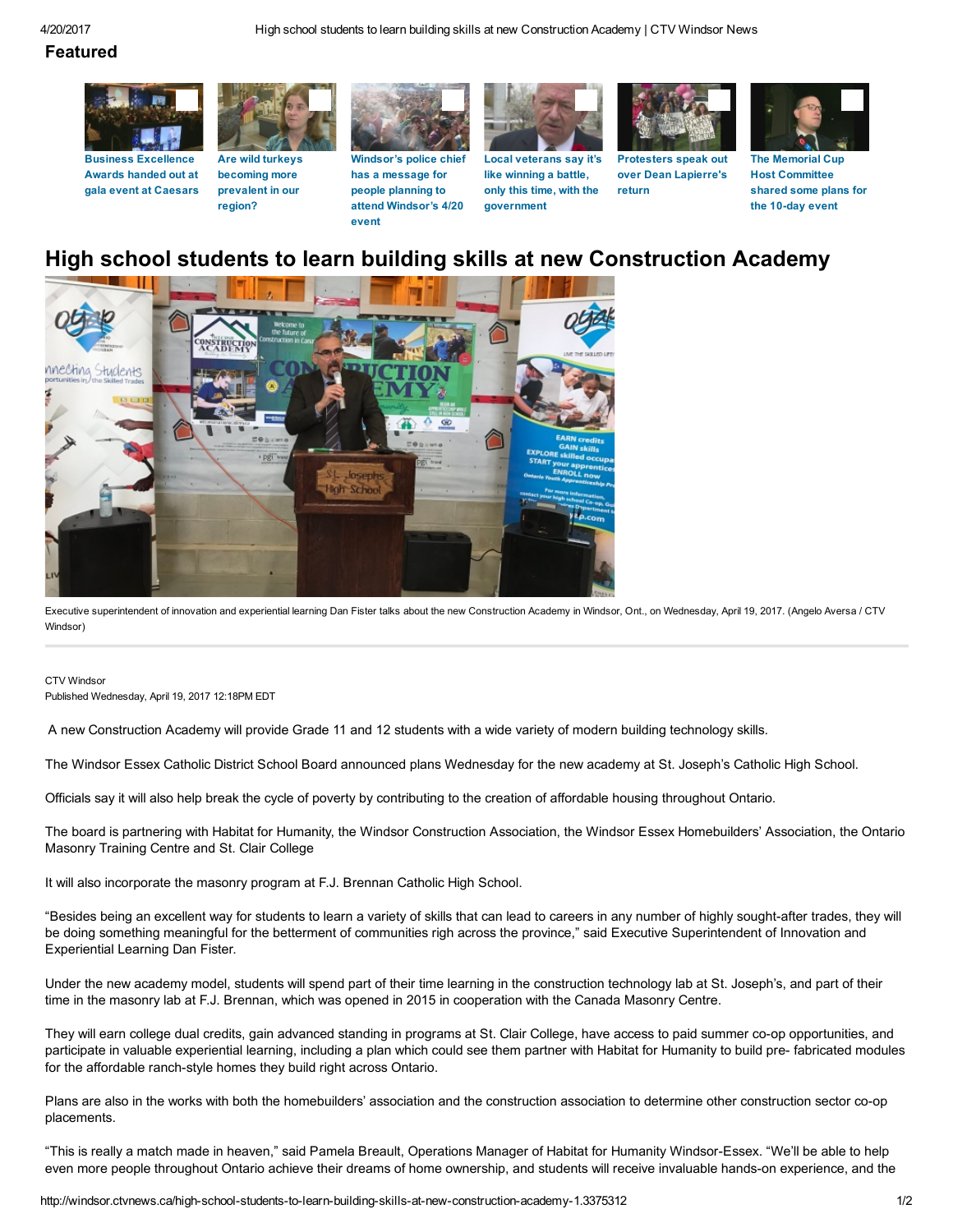## Featured

- Business Excellence Awards handed out at gala event at Caesars
- Are wild turkeys becoming more prevalent in our region?
- Windsor's police chief has a message for people planning to attend Windsor's 4/20 event
- Local veterans say it's like winning a battle, only this time, with the government
- Protesters speak out over Dean Lapierre's return
- The Memorial Cup Host Committee shared some plans for the 10-day event

# High school students to learn building skills at new Construction Academy

Executive superintendent of innovation and experiential learning Dan Fister talks about the new Construction Academy in Windsor, Ont., on Wednesday, April 19, 2017. (Angelo Aversa / CTV Windsor)

CTV Windsor
Published Wednesday, April 19, 2017 12:18PM EDT

A new Construction Academy will provide Grade 11 and 12 students with a wide variety of modern building technology skills.

The Windsor Essex Catholic District School Board announced plans Wednesday for the new academy at St. Joseph's Catholic High School.

Officials say it will also help break the cycle of poverty by contributing to the creation of affordable housing throughout Ontario.

The board is partnering with Habitat for Humanity, the Windsor Construction Association, the Windsor Essex Homebuilders' Association, the Ontario Masonry Training Centre and St. Clair College

It will also incorporate the masonry program at F.J. Brennan Catholic High School.

"Besides being an excellent way for students to learn a variety of skills that can lead to careers in any number of highly sought-after trades, they will be doing something meaningful for the betterment of communities righ across the province," said Executive Superintendent of Innovation and Experiential Learning Dan Fister.

Under the new academy model, students will spend part of their time learning in the construction technology lab at St. Joseph's, and part of their time in the masonry lab at F.J. Brennan, which was opened in 2015 in cooperation with the Canada Masonry Centre.

They will earn college dual credits, gain advanced standing in programs at St. Clair College, have access to paid summer co-op opportunities, and participate in valuable experiential learning, including a plan which could see them partner with Habitat for Humanity to build pre- fabricated modules for the affordable ranch-style homes they build right across Ontario.

Plans are also in the works with both the homebuilders' association and the construction association to determine other construction sector co-op placements.

"This is really a match made in heaven," said Pamela Breault, Operations Manager of Habitat for Humanity Windsor-Essex. "We'll be able to help even more people throughout Ontario achieve their dreams of home ownership, and students will receive invaluable hands-on experience, and the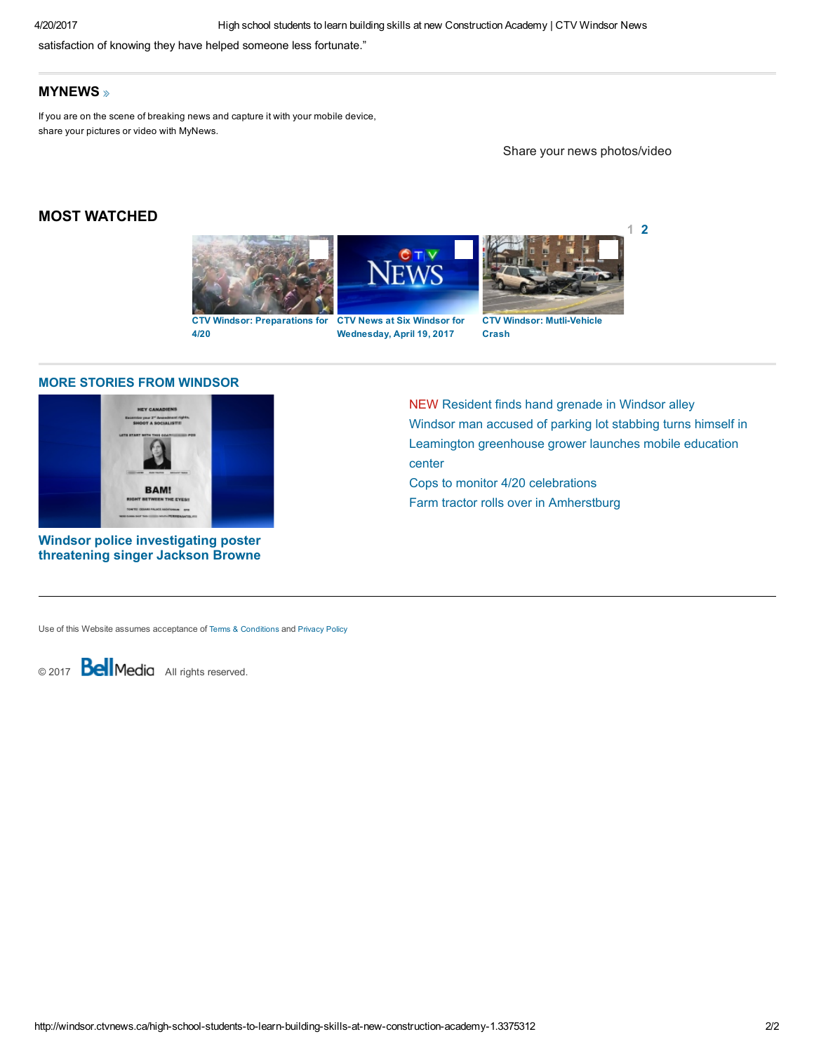satisfaction of knowing they have helped someone less fortunate."

## MYNEWS »

If you are on the scene of breaking news and capture it with your mobile device, share your pictures or video with MyNews.

Share your news photos/video

## MOST WATCHED

1 2

CTV Windsor: Preparations for 4/20

CTV News at Six Windsor for Wednesday, April 19, 2017

CTV Windsor: Mutli-Vehicle Crash

## MORE STORIES FROM WINDSOR

**Windsor police investigating poster threatening singer Jackson Browne**

- NEW Resident finds hand grenade in Windsor alley
- Windsor man accused of parking lot stabbing turns himself in
- Leamington greenhouse grower launches mobile education center
- Cops to monitor 4/20 celebrations
- Farm tractor rolls over in Amherstburg

Use of this Website assumes acceptance of Terms & Conditions and Privacy Policy

© 2017 Bell Media All rights reserved.